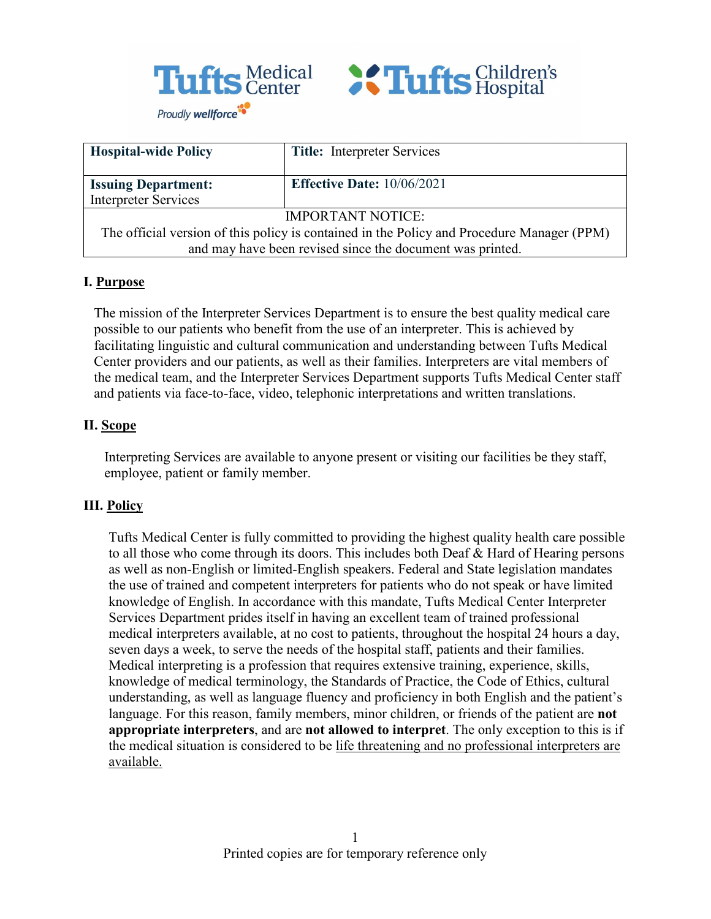Tufts Medical Center — Proudly wellforce | Tufts Children's Hospital

| **Hospital-wide Policy** | **Title:** Interpreter Services |
| --- | --- |
| **Issuing Department:** Interpreter Services | **Effective Date:** 10/06/2021 |
| IMPORTANT NOTICE: The official version of this policy is contained in the Policy and Procedure Manager (PPM) and may have been revised since the document was printed. | |

## I. Purpose

The mission of the Interpreter Services Department is to ensure the best quality medical care possible to our patients who benefit from the use of an interpreter. This is achieved by facilitating linguistic and cultural communication and understanding between Tufts Medical Center providers and our patients, as well as their families. Interpreters are vital members of the medical team, and the Interpreter Services Department supports Tufts Medical Center staff and patients via face-to-face, video, telephonic interpretations and written translations.

## II. Scope

Interpreting Services are available to anyone present or visiting our facilities be they staff, employee, patient or family member.

## III. Policy

Tufts Medical Center is fully committed to providing the highest quality health care possible to all those who come through its doors. This includes both Deaf & Hard of Hearing persons as well as non-English or limited-English speakers. Federal and State legislation mandates the use of trained and competent interpreters for patients who do not speak or have limited knowledge of English. In accordance with this mandate, Tufts Medical Center Interpreter Services Department prides itself in having an excellent team of trained professional medical interpreters available, at no cost to patients, throughout the hospital 24 hours a day, seven days a week, to serve the needs of the hospital staff, patients and their families. Medical interpreting is a profession that requires extensive training, experience, skills, knowledge of medical terminology, the Standards of Practice, the Code of Ethics, cultural understanding, as well as language fluency and proficiency in both English and the patient's language. For this reason, family members, minor children, or friends of the patient are **not appropriate interpreters**, and are **not allowed to interpret**. The only exception to this is if the medical situation is considered to be <u>life threatening and no professional interpreters are available.</u>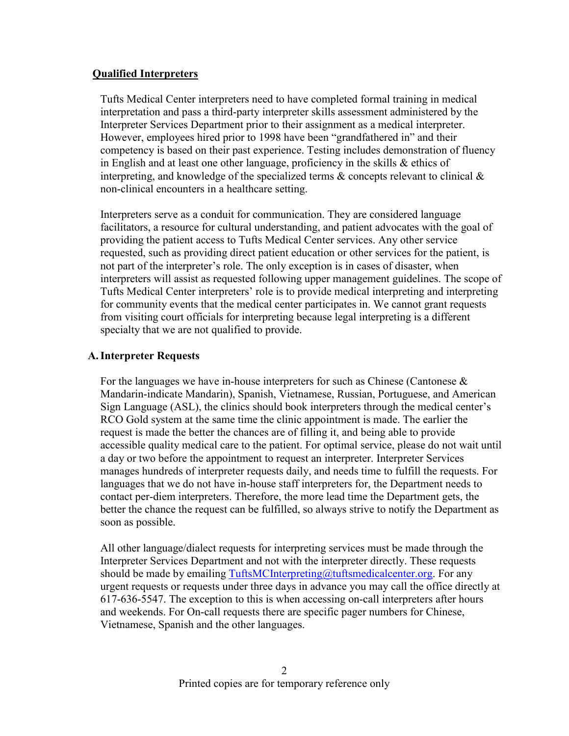**Qualified Interpreters**

Tufts Medical Center interpreters need to have completed formal training in medical interpretation and pass a third-party interpreter skills assessment administered by the Interpreter Services Department prior to their assignment as a medical interpreter. However, employees hired prior to 1998 have been "grandfathered in" and their competency is based on their past experience. Testing includes demonstration of fluency in English and at least one other language, proficiency in the skills & ethics of interpreting, and knowledge of the specialized terms & concepts relevant to clinical & non-clinical encounters in a healthcare setting.

Interpreters serve as a conduit for communication. They are considered language facilitators, a resource for cultural understanding, and patient advocates with the goal of providing the patient access to Tufts Medical Center services. Any other service requested, such as providing direct patient education or other services for the patient, is not part of the interpreter's role. The only exception is in cases of disaster, when interpreters will assist as requested following upper management guidelines. The scope of Tufts Medical Center interpreters' role is to provide medical interpreting and interpreting for community events that the medical center participates in. We cannot grant requests from visiting court officials for interpreting because legal interpreting is a different specialty that we are not qualified to provide.

## A. Interpreter Requests

For the languages we have in-house interpreters for such as Chinese (Cantonese & Mandarin-indicate Mandarin), Spanish, Vietnamese, Russian, Portuguese, and American Sign Language (ASL), the clinics should book interpreters through the medical center's RCO Gold system at the same time the clinic appointment is made. The earlier the request is made the better the chances are of filling it, and being able to provide accessible quality medical care to the patient. For optimal service, please do not wait until a day or two before the appointment to request an interpreter. Interpreter Services manages hundreds of interpreter requests daily, and needs time to fulfill the requests. For languages that we do not have in-house staff interpreters for, the Department needs to contact per-diem interpreters. Therefore, the more lead time the Department gets, the better the chance the request can be fulfilled, so always strive to notify the Department as soon as possible.

All other language/dialect requests for interpreting services must be made through the Interpreter Services Department and not with the interpreter directly. These requests should be made by emailing TuftsMCInterpreting@tuftsmedicalcenter.org. For any urgent requests or requests under three days in advance you may call the office directly at 617-636-5547. The exception to this is when accessing on-call interpreters after hours and weekends. For On-call requests there are specific pager numbers for Chinese, Vietnamese, Spanish and the other languages.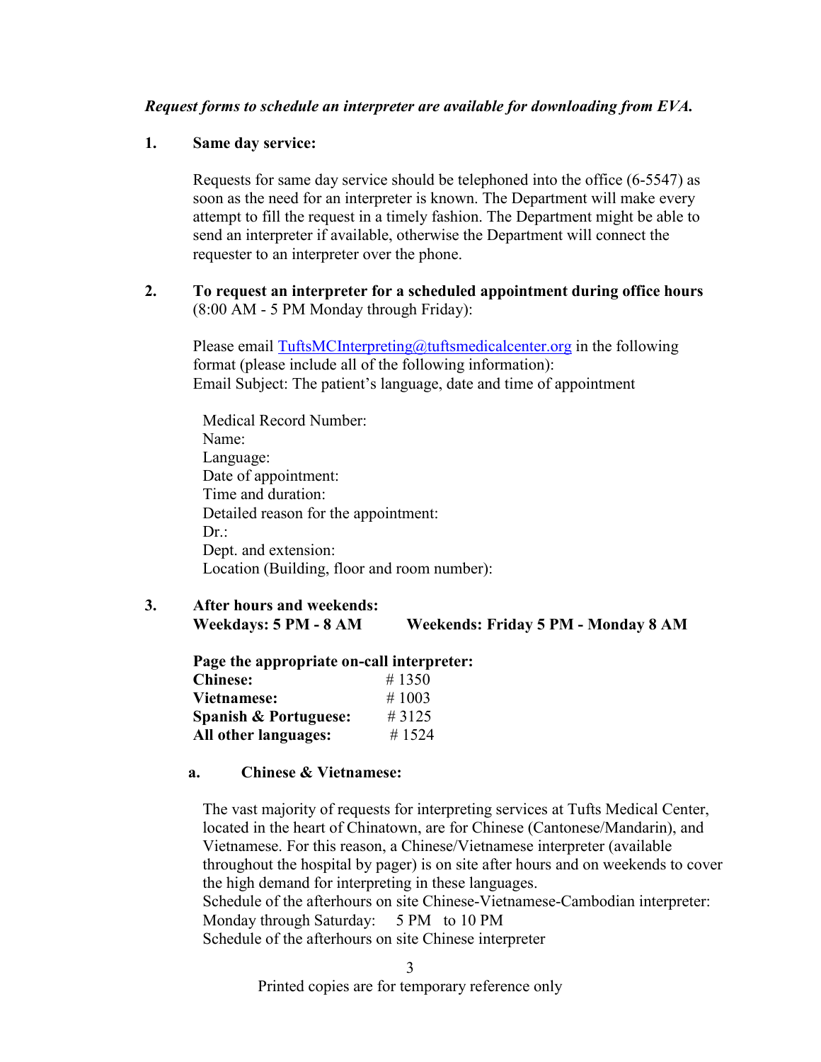***Request forms to schedule an interpreter are available for downloading from EVA.***

**1. Same day service:**

Requests for same day service should be telephoned into the office (6-5547) as soon as the need for an interpreter is known. The Department will make every attempt to fill the request in a timely fashion. The Department might be able to send an interpreter if available, otherwise the Department will connect the requester to an interpreter over the phone.

**2. To request an interpreter for a scheduled appointment during office hours** (8:00 AM - 5 PM Monday through Friday):

Please email [TuftsMCInterpreting@tuftsmedicalcenter.org](mailto:TuftsMCInterpreting@tuftsmedicalcenter.org) in the following format (please include all of the following information):
Email Subject: The patient's language, date and time of appointment

Medical Record Number:
Name:
Language:
Date of appointment:
Time and duration:
Detailed reason for the appointment:
Dr.:
Dept. and extension:
Location (Building, floor and room number):

**3. After hours and weekends:**
**Weekdays: 5 PM - 8 AM** **Weekends: Friday 5 PM - Monday 8 AM**

**Page the appropriate on-call interpreter:**

| | |
|---|---|
| **Chinese:** | # 1350 |
| **Vietnamese:** | # 1003 |
| **Spanish & Portuguese:** | # 3125 |
| **All other languages:** | # 1524 |

**a. Chinese & Vietnamese:**

The vast majority of requests for interpreting services at Tufts Medical Center, located in the heart of Chinatown, are for Chinese (Cantonese/Mandarin), and Vietnamese. For this reason, a Chinese/Vietnamese interpreter (available throughout the hospital by pager) is on site after hours and on weekends to cover the high demand for interpreting in these languages.
Schedule of the afterhours on site Chinese-Vietnamese-Cambodian interpreter:
Monday through Saturday: 5 PM to 10 PM
Schedule of the afterhours on site Chinese interpreter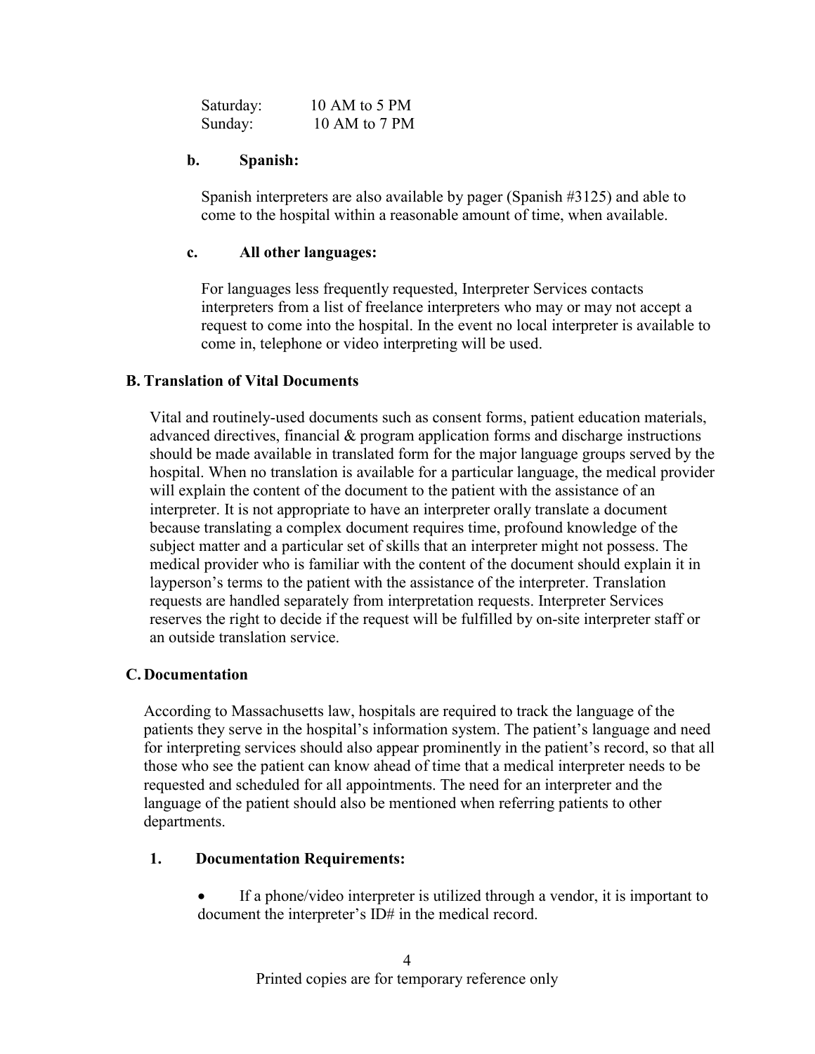Saturday: 10 AM to 5 PM
Sunday: 10 AM to 7 PM

**b. Spanish:**

Spanish interpreters are also available by pager (Spanish #3125) and able to come to the hospital within a reasonable amount of time, when available.

**c. All other languages:**

For languages less frequently requested, Interpreter Services contacts interpreters from a list of freelance interpreters who may or may not accept a request to come into the hospital. In the event no local interpreter is available to come in, telephone or video interpreting will be used.

### B. Translation of Vital Documents

Vital and routinely-used documents such as consent forms, patient education materials, advanced directives, financial & program application forms and discharge instructions should be made available in translated form for the major language groups served by the hospital. When no translation is available for a particular language, the medical provider will explain the content of the document to the patient with the assistance of an interpreter. It is not appropriate to have an interpreter orally translate a document because translating a complex document requires time, profound knowledge of the subject matter and a particular set of skills that an interpreter might not possess. The medical provider who is familiar with the content of the document should explain it in layperson's terms to the patient with the assistance of the interpreter. Translation requests are handled separately from interpretation requests. Interpreter Services reserves the right to decide if the request will be fulfilled by on-site interpreter staff or an outside translation service.

### C. Documentation

According to Massachusetts law, hospitals are required to track the language of the patients they serve in the hospital's information system. The patient's language and need for interpreting services should also appear prominently in the patient's record, so that all those who see the patient can know ahead of time that a medical interpreter needs to be requested and scheduled for all appointments. The need for an interpreter and the language of the patient should also be mentioned when referring patients to other departments.

**1. Documentation Requirements:**

- If a phone/video interpreter is utilized through a vendor, it is important to document the interpreter's ID# in the medical record.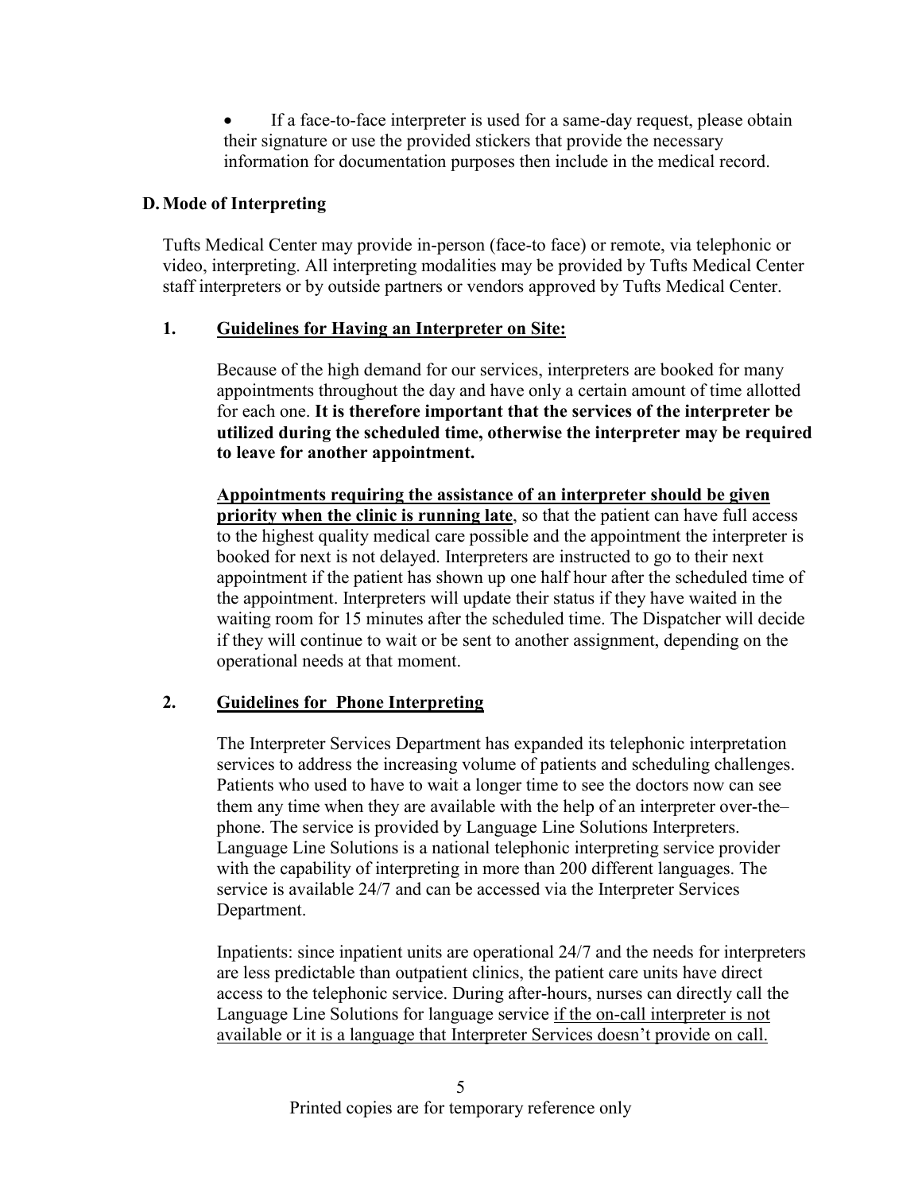- If a face-to-face interpreter is used for a same-day request, please obtain their signature or use the provided stickers that provide the necessary information for documentation purposes then include in the medical record.

### D. Mode of Interpreting

Tufts Medical Center may provide in-person (face-to face) or remote, via telephonic or video, interpreting. All interpreting modalities may be provided by Tufts Medical Center staff interpreters or by outside partners or vendors approved by Tufts Medical Center.

#### 1. <u>Guidelines for Having an Interpreter on Site:</u>

Because of the high demand for our services, interpreters are booked for many appointments throughout the day and have only a certain amount of time allotted for each one. **It is therefore important that the services of the interpreter be utilized during the scheduled time, otherwise the interpreter may be required to leave for another appointment.**

**<u>Appointments requiring the assistance of an interpreter should be given priority when the clinic is running late</u>**, so that the patient can have full access to the highest quality medical care possible and the appointment the interpreter is booked for next is not delayed. Interpreters are instructed to go to their next appointment if the patient has shown up one half hour after the scheduled time of the appointment. Interpreters will update their status if they have waited in the waiting room for 15 minutes after the scheduled time. The Dispatcher will decide if they will continue to wait or be sent to another assignment, depending on the operational needs at that moment.

#### 2. <u>Guidelines for Phone Interpreting</u>

The Interpreter Services Department has expanded its telephonic interpretation services to address the increasing volume of patients and scheduling challenges. Patients who used to have to wait a longer time to see the doctors now can see them any time when they are available with the help of an interpreter over-the–phone. The service is provided by Language Line Solutions Interpreters. Language Line Solutions is a national telephonic interpreting service provider with the capability of interpreting in more than 200 different languages. The service is available 24/7 and can be accessed via the Interpreter Services Department.

Inpatients: since inpatient units are operational 24/7 and the needs for interpreters are less predictable than outpatient clinics, the patient care units have direct access to the telephonic service. During after-hours, nurses can directly call the Language Line Solutions for language service <u>if the on-call interpreter is not available or it is a language that Interpreter Services doesn't provide on call.</u>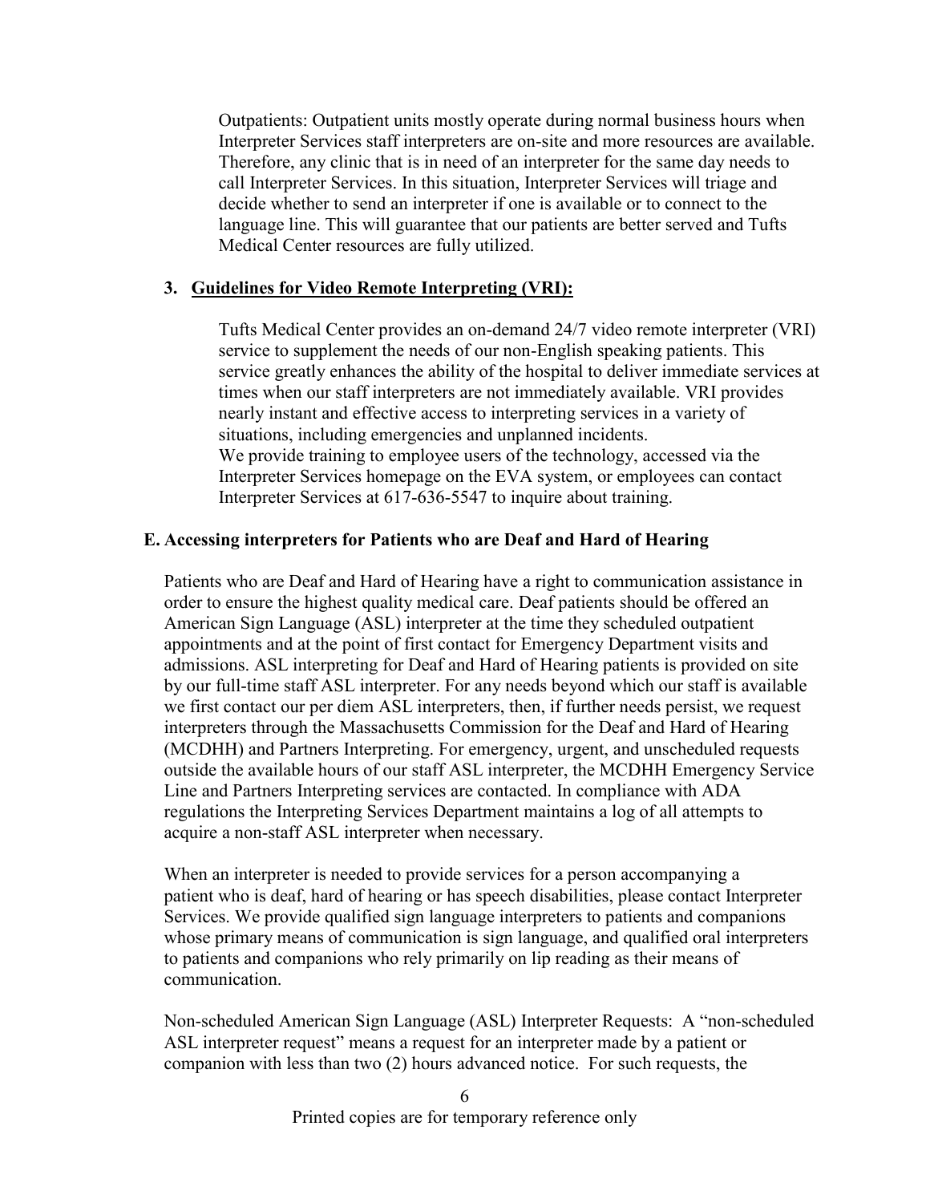Outpatients: Outpatient units mostly operate during normal business hours when Interpreter Services staff interpreters are on-site and more resources are available. Therefore, any clinic that is in need of an interpreter for the same day needs to call Interpreter Services. In this situation, Interpreter Services will triage and decide whether to send an interpreter if one is available or to connect to the language line. This will guarantee that our patients are better served and Tufts Medical Center resources are fully utilized.

### 3. Guidelines for Video Remote Interpreting (VRI):

Tufts Medical Center provides an on-demand 24/7 video remote interpreter (VRI) service to supplement the needs of our non-English speaking patients. This service greatly enhances the ability of the hospital to deliver immediate services at times when our staff interpreters are not immediately available. VRI provides nearly instant and effective access to interpreting services in a variety of situations, including emergencies and unplanned incidents.
We provide training to employee users of the technology, accessed via the Interpreter Services homepage on the EVA system, or employees can contact Interpreter Services at 617-636-5547 to inquire about training.

## E. Accessing interpreters for Patients who are Deaf and Hard of Hearing

Patients who are Deaf and Hard of Hearing have a right to communication assistance in order to ensure the highest quality medical care. Deaf patients should be offered an American Sign Language (ASL) interpreter at the time they scheduled outpatient appointments and at the point of first contact for Emergency Department visits and admissions. ASL interpreting for Deaf and Hard of Hearing patients is provided on site by our full-time staff ASL interpreter. For any needs beyond which our staff is available we first contact our per diem ASL interpreters, then, if further needs persist, we request interpreters through the Massachusetts Commission for the Deaf and Hard of Hearing (MCDHH) and Partners Interpreting. For emergency, urgent, and unscheduled requests outside the available hours of our staff ASL interpreter, the MCDHH Emergency Service Line and Partners Interpreting services are contacted. In compliance with ADA regulations the Interpreting Services Department maintains a log of all attempts to acquire a non-staff ASL interpreter when necessary.

When an interpreter is needed to provide services for a person accompanying a patient who is deaf, hard of hearing or has speech disabilities, please contact Interpreter Services. We provide qualified sign language interpreters to patients and companions whose primary means of communication is sign language, and qualified oral interpreters to patients and companions who rely primarily on lip reading as their means of communication.

Non-scheduled American Sign Language (ASL) Interpreter Requests: A "non-scheduled ASL interpreter request" means a request for an interpreter made by a patient or companion with less than two (2) hours advanced notice. For such requests, the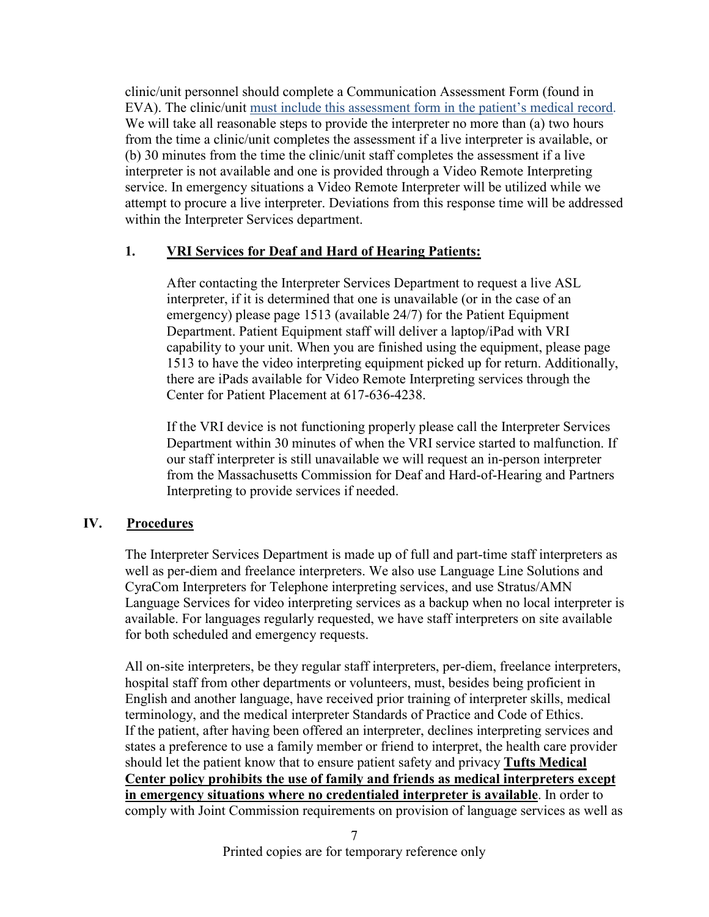clinic/unit personnel should complete a Communication Assessment Form (found in EVA). The clinic/unit must include this assessment form in the patient's medical record. We will take all reasonable steps to provide the interpreter no more than (a) two hours from the time a clinic/unit completes the assessment if a live interpreter is available, or (b) 30 minutes from the time the clinic/unit staff completes the assessment if a live interpreter is not available and one is provided through a Video Remote Interpreting service. In emergency situations a Video Remote Interpreter will be utilized while we attempt to procure a live interpreter. Deviations from this response time will be addressed within the Interpreter Services department.

### 1. VRI Services for Deaf and Hard of Hearing Patients:

After contacting the Interpreter Services Department to request a live ASL interpreter, if it is determined that one is unavailable (or in the case of an emergency) please page 1513 (available 24/7) for the Patient Equipment Department. Patient Equipment staff will deliver a laptop/iPad with VRI capability to your unit. When you are finished using the equipment, please page 1513 to have the video interpreting equipment picked up for return. Additionally, there are iPads available for Video Remote Interpreting services through the Center for Patient Placement at 617-636-4238.

If the VRI device is not functioning properly please call the Interpreter Services Department within 30 minutes of when the VRI service started to malfunction. If our staff interpreter is still unavailable we will request an in-person interpreter from the Massachusetts Commission for Deaf and Hard-of-Hearing and Partners Interpreting to provide services if needed.

## IV. Procedures

The Interpreter Services Department is made up of full and part-time staff interpreters as well as per-diem and freelance interpreters. We also use Language Line Solutions and CyraCom Interpreters for Telephone interpreting services, and use Stratus/AMN Language Services for video interpreting services as a backup when no local interpreter is available. For languages regularly requested, we have staff interpreters on site available for both scheduled and emergency requests.

All on-site interpreters, be they regular staff interpreters, per-diem, freelance interpreters, hospital staff from other departments or volunteers, must, besides being proficient in English and another language, have received prior training of interpreter skills, medical terminology, and the medical interpreter Standards of Practice and Code of Ethics. If the patient, after having been offered an interpreter, declines interpreting services and states a preference to use a family member or friend to interpret, the health care provider should let the patient know that to ensure patient safety and privacy **Tufts Medical Center policy prohibits the use of family and friends as medical interpreters except in emergency situations where no credentialed interpreter is available**. In order to comply with Joint Commission requirements on provision of language services as well as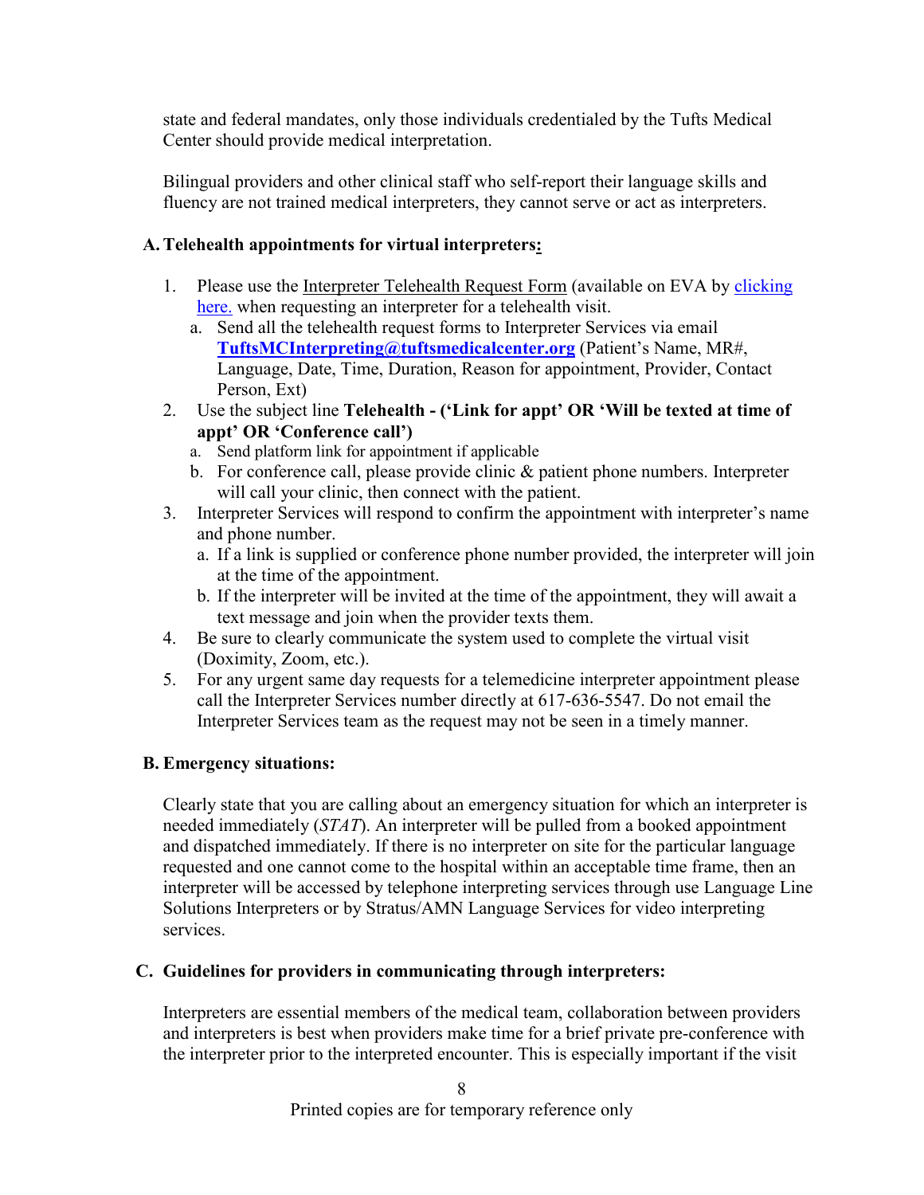state and federal mandates, only those individuals credentialed by the Tufts Medical Center should provide medical interpretation.

Bilingual providers and other clinical staff who self-report their language skills and fluency are not trained medical interpreters, they cannot serve or act as interpreters.

### A. Telehealth appointments for virtual interpreters:

1. Please use the Interpreter Telehealth Request Form (available on EVA by [clicking here.](#) when requesting an interpreter for a telehealth visit.
   a. Send all the telehealth request forms to Interpreter Services via email **TuftsMCInterpreting@tuftsmedicalcenter.org** (Patient's Name, MR#, Language, Date, Time, Duration, Reason for appointment, Provider, Contact Person, Ext)
2. Use the subject line **Telehealth - ('Link for appt' OR 'Will be texted at time of appt' OR 'Conference call')**
   a. Send platform link for appointment if applicable
   b. For conference call, please provide clinic & patient phone numbers. Interpreter will call your clinic, then connect with the patient.
3. Interpreter Services will respond to confirm the appointment with interpreter's name and phone number.
   a. If a link is supplied or conference phone number provided, the interpreter will join at the time of the appointment.
   b. If the interpreter will be invited at the time of the appointment, they will await a text message and join when the provider texts them.
4. Be sure to clearly communicate the system used to complete the virtual visit (Doximity, Zoom, etc.).
5. For any urgent same day requests for a telemedicine interpreter appointment please call the Interpreter Services number directly at 617-636-5547. Do not email the Interpreter Services team as the request may not be seen in a timely manner.

### B. Emergency situations:

Clearly state that you are calling about an emergency situation for which an interpreter is needed immediately (*STAT*). An interpreter will be pulled from a booked appointment and dispatched immediately. If there is no interpreter on site for the particular language requested and one cannot come to the hospital within an acceptable time frame, then an interpreter will be accessed by telephone interpreting services through use Language Line Solutions Interpreters or by Stratus/AMN Language Services for video interpreting services.

### C. Guidelines for providers in communicating through interpreters:

Interpreters are essential members of the medical team, collaboration between providers and interpreters is best when providers make time for a brief private pre-conference with the interpreter prior to the interpreted encounter. This is especially important if the visit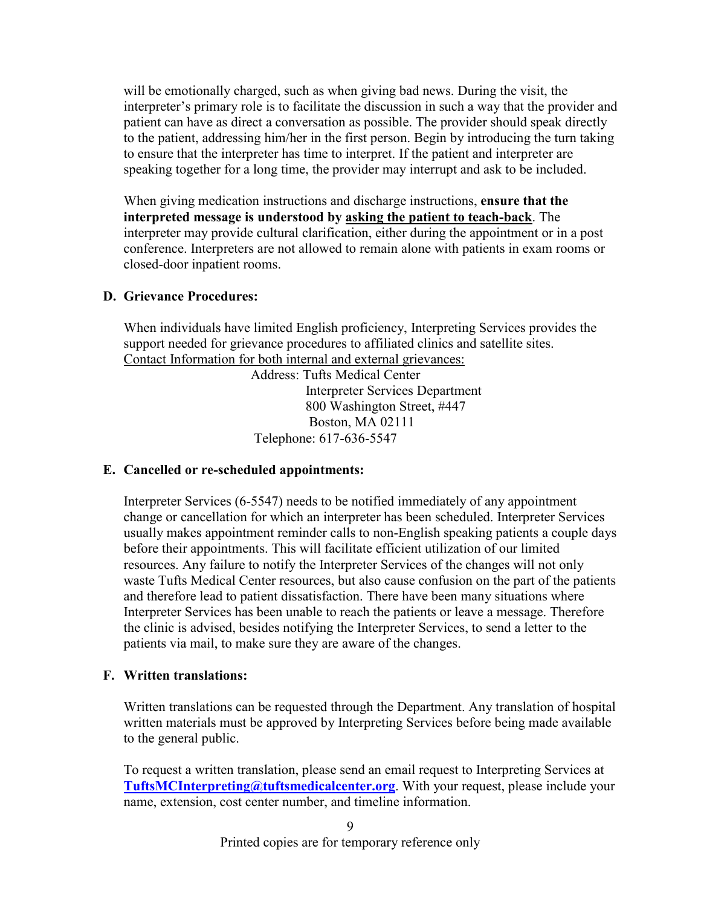will be emotionally charged, such as when giving bad news. During the visit, the interpreter's primary role is to facilitate the discussion in such a way that the provider and patient can have as direct a conversation as possible. The provider should speak directly to the patient, addressing him/her in the first person. Begin by introducing the turn taking to ensure that the interpreter has time to interpret. If the patient and interpreter are speaking together for a long time, the provider may interrupt and ask to be included.

When giving medication instructions and discharge instructions, **ensure that the interpreted message is understood by <u>asking the patient to teach-back</u>**. The interpreter may provide cultural clarification, either during the appointment or in a post conference. Interpreters are not allowed to remain alone with patients in exam rooms or closed-door inpatient rooms.

**D. Grievance Procedures:**

When individuals have limited English proficiency, Interpreting Services provides the support needed for grievance procedures to affiliated clinics and satellite sites.
<u>Contact Information for both internal and external grievances:</u>

Address: Tufts Medical Center
Interpreter Services Department
800 Washington Street, #447
Boston, MA 02111
Telephone: 617-636-5547

**E. Cancelled or re-scheduled appointments:**

Interpreter Services (6-5547) needs to be notified immediately of any appointment change or cancellation for which an interpreter has been scheduled. Interpreter Services usually makes appointment reminder calls to non-English speaking patients a couple days before their appointments. This will facilitate efficient utilization of our limited resources. Any failure to notify the Interpreter Services of the changes will not only waste Tufts Medical Center resources, but also cause confusion on the part of the patients and therefore lead to patient dissatisfaction. There have been many situations where Interpreter Services has been unable to reach the patients or leave a message. Therefore the clinic is advised, besides notifying the Interpreter Services, to send a letter to the patients via mail, to make sure they are aware of the changes.

**F. Written translations:**

Written translations can be requested through the Department. Any translation of hospital written materials must be approved by Interpreting Services before being made available to the general public.

To request a written translation, please send an email request to Interpreting Services at **TuftsMCInterpreting@tuftsmedicalcenter.org**. With your request, please include your name, extension, cost center number, and timeline information.

Printed copies are for temporary reference only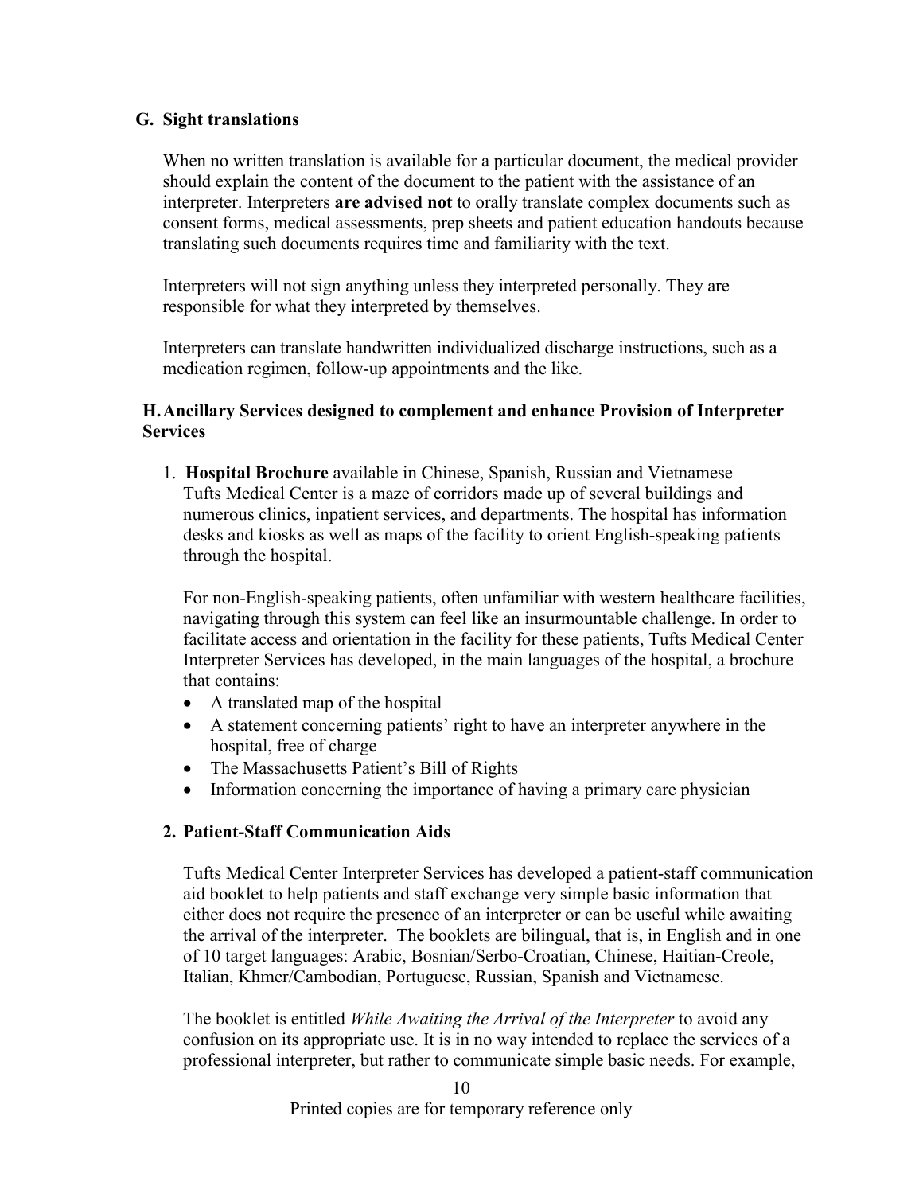### G. Sight translations

When no written translation is available for a particular document, the medical provider should explain the content of the document to the patient with the assistance of an interpreter. Interpreters **are advised not** to orally translate complex documents such as consent forms, medical assessments, prep sheets and patient education handouts because translating such documents requires time and familiarity with the text.

Interpreters will not sign anything unless they interpreted personally. They are responsible for what they interpreted by themselves.

Interpreters can translate handwritten individualized discharge instructions, such as a medication regimen, follow-up appointments and the like.

### H. Ancillary Services designed to complement and enhance Provision of Interpreter Services

1. **Hospital Brochure** available in Chinese, Spanish, Russian and Vietnamese
   Tufts Medical Center is a maze of corridors made up of several buildings and numerous clinics, inpatient services, and departments. The hospital has information desks and kiosks as well as maps of the facility to orient English-speaking patients through the hospital.

   For non-English-speaking patients, often unfamiliar with western healthcare facilities, navigating through this system can feel like an insurmountable challenge. In order to facilitate access and orientation in the facility for these patients, Tufts Medical Center Interpreter Services has developed, in the main languages of the hospital, a brochure that contains:
   - A translated map of the hospital
   - A statement concerning patients' right to have an interpreter anywhere in the hospital, free of charge
   - The Massachusetts Patient's Bill of Rights
   - Information concerning the importance of having a primary care physician

2. **Patient-Staff Communication Aids**

   Tufts Medical Center Interpreter Services has developed a patient-staff communication aid booklet to help patients and staff exchange very simple basic information that either does not require the presence of an interpreter or can be useful while awaiting the arrival of the interpreter. The booklets are bilingual, that is, in English and in one of 10 target languages: Arabic, Bosnian/Serbo-Croatian, Chinese, Haitian-Creole, Italian, Khmer/Cambodian, Portuguese, Russian, Spanish and Vietnamese.

   The booklet is entitled *While Awaiting the Arrival of the Interpreter* to avoid any confusion on its appropriate use. It is in no way intended to replace the services of a professional interpreter, but rather to communicate simple basic needs. For example,

Printed copies are for temporary reference only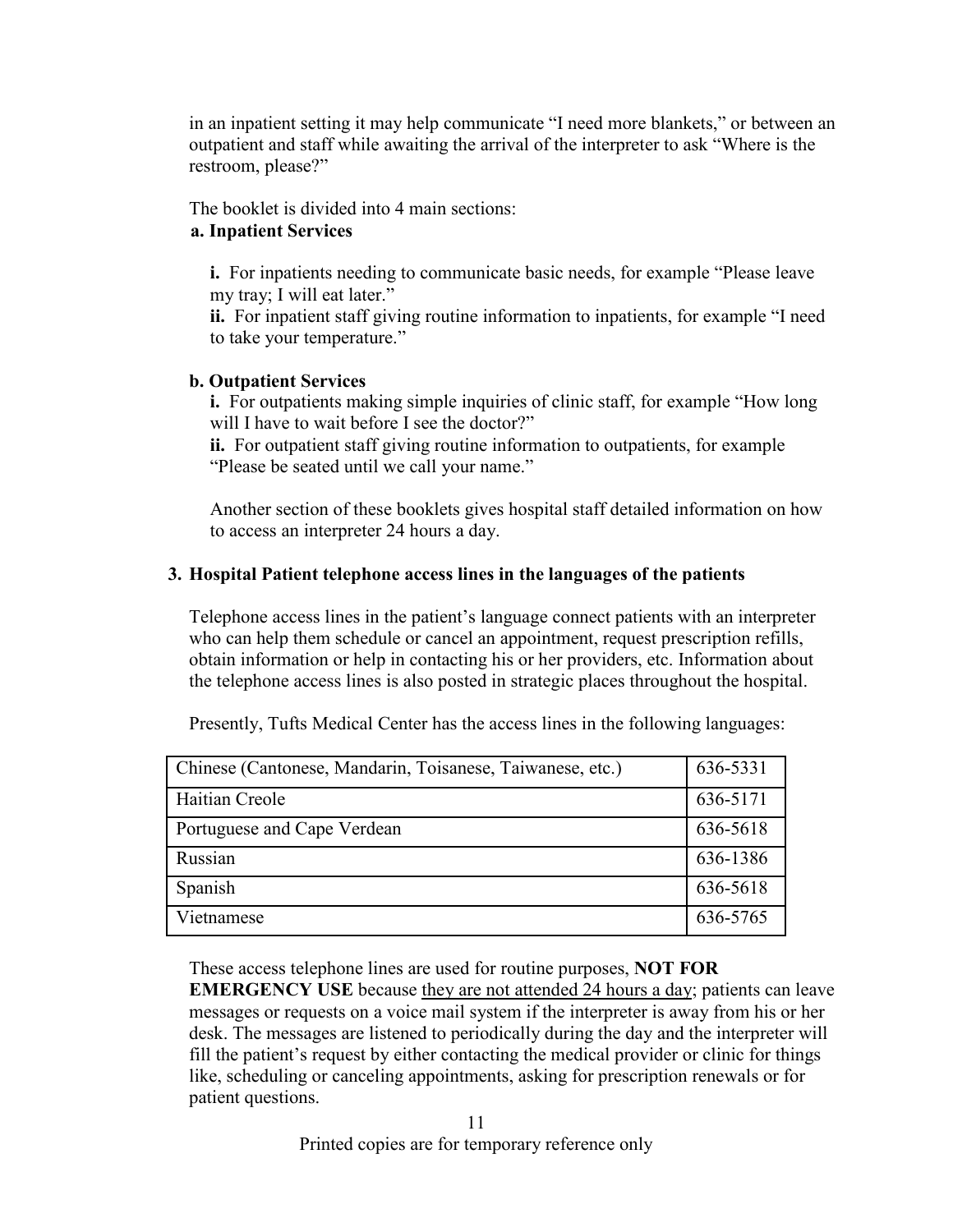in an inpatient setting it may help communicate “I need more blankets,” or between an outpatient and staff while awaiting the arrival of the interpreter to ask “Where is the restroom, please?”

The booklet is divided into 4 main sections:

**a. Inpatient Services**

**i.** For inpatients needing to communicate basic needs, for example “Please leave my tray; I will eat later.”
**ii.** For inpatient staff giving routine information to inpatients, for example “I need to take your temperature.”

**b. Outpatient Services**

**i.** For outpatients making simple inquiries of clinic staff, for example “How long will I have to wait before I see the doctor?”
**ii.** For outpatient staff giving routine information to outpatients, for example “Please be seated until we call your name.”

Another section of these booklets gives hospital staff detailed information on how to access an interpreter 24 hours a day.

### 3. Hospital Patient telephone access lines in the languages of the patients

Telephone access lines in the patient’s language connect patients with an interpreter who can help them schedule or cancel an appointment, request prescription refills, obtain information or help in contacting his or her providers, etc. Information about the telephone access lines is also posted in strategic places throughout the hospital.

Presently, Tufts Medical Center has the access lines in the following languages:

| Language | Number |
|---|---|
| Chinese (Cantonese, Mandarin, Toisanese, Taiwanese, etc.) | 636-5331 |
| Haitian Creole | 636-5171 |
| Portuguese and Cape Verdean | 636-5618 |
| Russian | 636-1386 |
| Spanish | 636-5618 |
| Vietnamese | 636-5765 |

These access telephone lines are used for routine purposes, **NOT FOR EMERGENCY USE** because <u>they are not attended 24 hours a day</u>; patients can leave messages or requests on a voice mail system if the interpreter is away from his or her desk. The messages are listened to periodically during the day and the interpreter will fill the patient’s request by either contacting the medical provider or clinic for things like, scheduling or canceling appointments, asking for prescription renewals or for patient questions.

Printed copies are for temporary reference only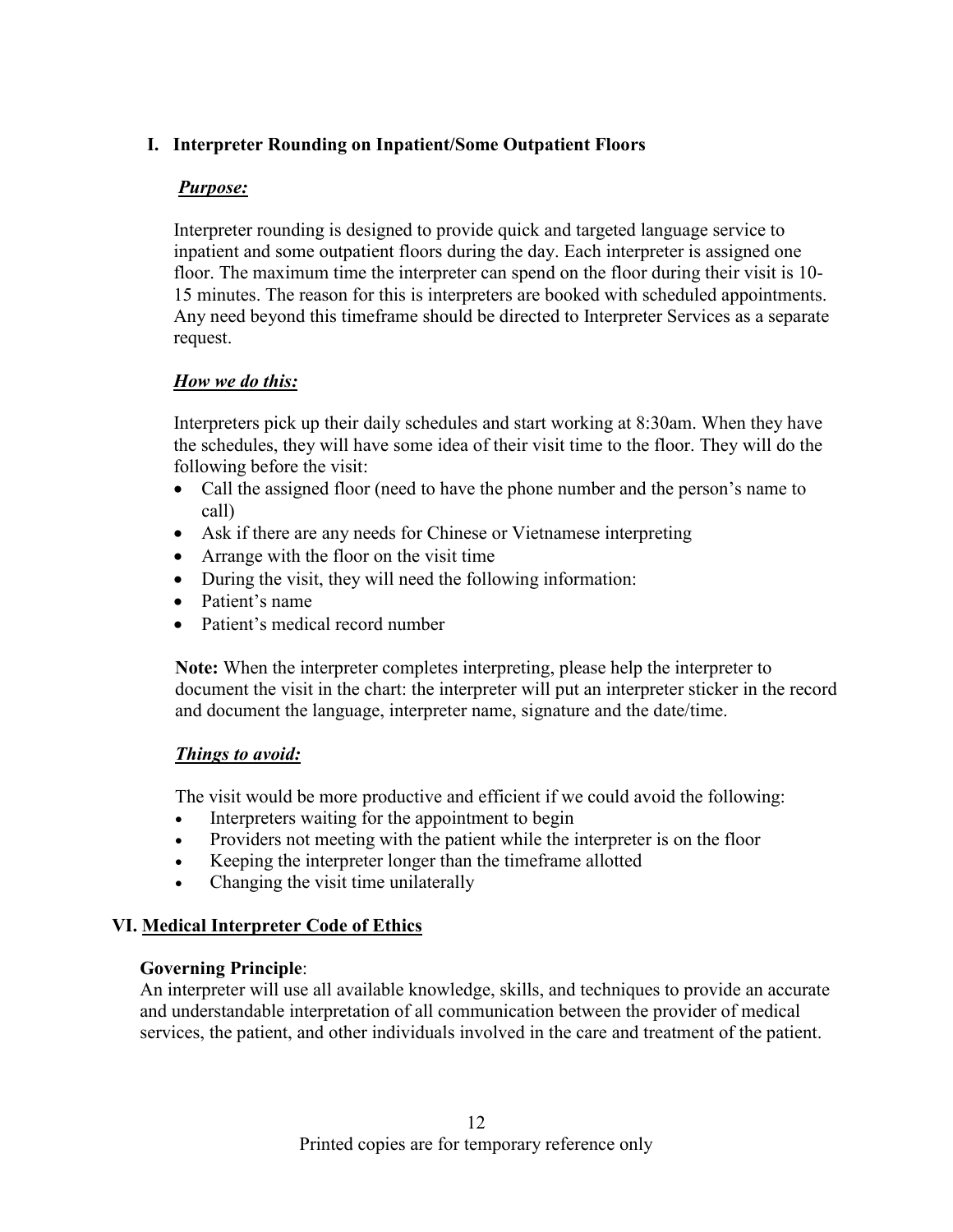## I. Interpreter Rounding on Inpatient/Some Outpatient Floors

***Purpose:***

Interpreter rounding is designed to provide quick and targeted language service to inpatient and some outpatient floors during the day. Each interpreter is assigned one floor. The maximum time the interpreter can spend on the floor during their visit is 10-15 minutes. The reason for this is interpreters are booked with scheduled appointments. Any need beyond this timeframe should be directed to Interpreter Services as a separate request.

***How we do this:***

Interpreters pick up their daily schedules and start working at 8:30am. When they have the schedules, they will have some idea of their visit time to the floor. They will do the following before the visit:

- Call the assigned floor (need to have the phone number and the person's name to call)
- Ask if there are any needs for Chinese or Vietnamese interpreting
- Arrange with the floor on the visit time
- During the visit, they will need the following information:
- Patient's name
- Patient's medical record number

**Note:** When the interpreter completes interpreting, please help the interpreter to document the visit in the chart: the interpreter will put an interpreter sticker in the record and document the language, interpreter name, signature and the date/time.

***Things to avoid:***

The visit would be more productive and efficient if we could avoid the following:

- Interpreters waiting for the appointment to begin
- Providers not meeting with the patient while the interpreter is on the floor
- Keeping the interpreter longer than the timeframe allotted
- Changing the visit time unilaterally

## VI. Medical Interpreter Code of Ethics

**Governing Principle**:
An interpreter will use all available knowledge, skills, and techniques to provide an accurate and understandable interpretation of all communication between the provider of medical services, the patient, and other individuals involved in the care and treatment of the patient.

Printed copies are for temporary reference only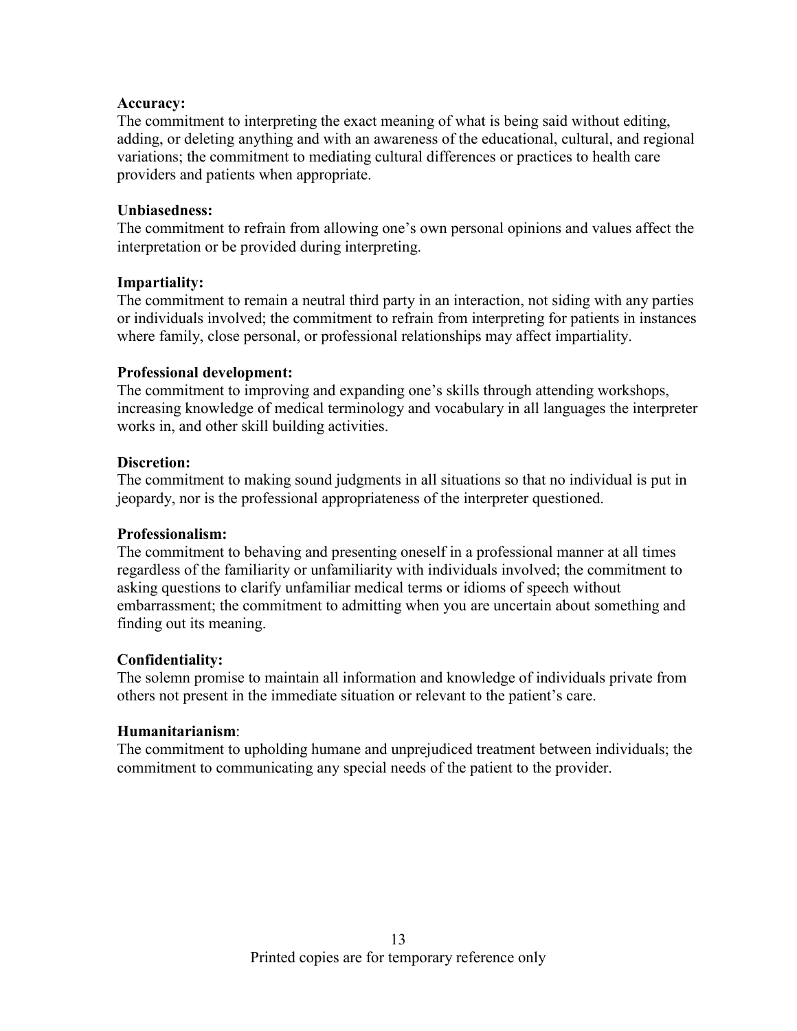**Accuracy:**
The commitment to interpreting the exact meaning of what is being said without editing, adding, or deleting anything and with an awareness of the educational, cultural, and regional variations; the commitment to mediating cultural differences or practices to health care providers and patients when appropriate.

**Unbiasedness:**
The commitment to refrain from allowing one's own personal opinions and values affect the interpretation or be provided during interpreting.

**Impartiality:**
The commitment to remain a neutral third party in an interaction, not siding with any parties or individuals involved; the commitment to refrain from interpreting for patients in instances where family, close personal, or professional relationships may affect impartiality.

**Professional development:**
The commitment to improving and expanding one's skills through attending workshops, increasing knowledge of medical terminology and vocabulary in all languages the interpreter works in, and other skill building activities.

**Discretion:**
The commitment to making sound judgments in all situations so that no individual is put in jeopardy, nor is the professional appropriateness of the interpreter questioned.

**Professionalism:**
The commitment to behaving and presenting oneself in a professional manner at all times regardless of the familiarity or unfamiliarity with individuals involved; the commitment to asking questions to clarify unfamiliar medical terms or idioms of speech without embarrassment; the commitment to admitting when you are uncertain about something and finding out its meaning.

**Confidentiality:**
The solemn promise to maintain all information and knowledge of individuals private from others not present in the immediate situation or relevant to the patient's care.

**Humanitarianism**:
The commitment to upholding humane and unprejudiced treatment between individuals; the commitment to communicating any special needs of the patient to the provider.

Printed copies are for temporary reference only